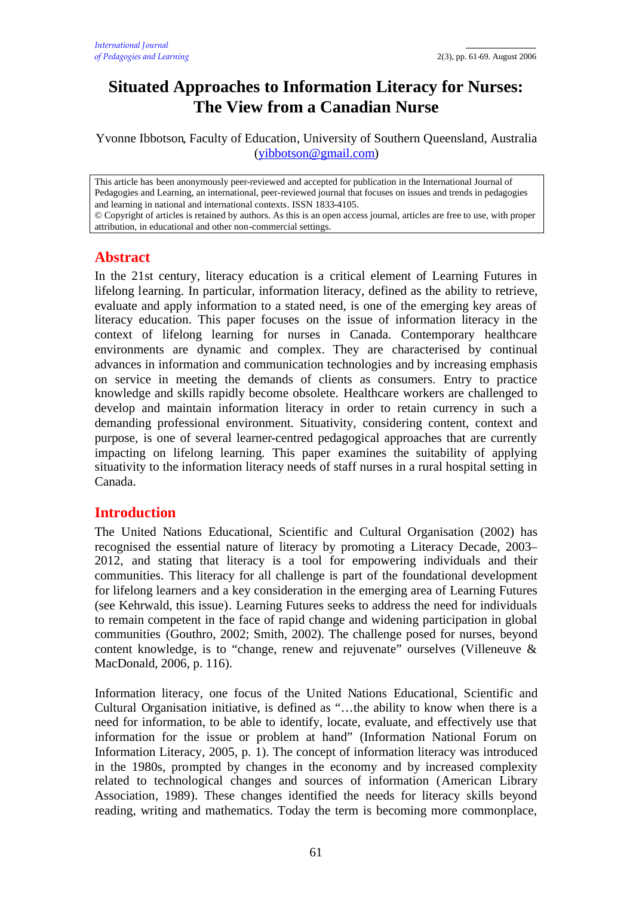# Situated Approaches to Information Literacy for Nurses: The View from a Canadian Nurse

Yvonne Ibbotson, Faculty of Education, University of Southern Queensland, Australia (yibbotson@gmail.com)

This article has been anonymously peer-reviewed and accepted for publication in the International Journal of Pedagogies and Learning, an international, peer-reviewed journal that focuses on issues and trends in pedagogies and learning in national and international contexts. ISSN 1833-4105.
© Copyright of articles is retained by authors. As this is an open access journal, articles are free to use, with proper attribution, in educational and other non-commercial settings.

## Abstract

In the 21st century, literacy education is a critical element of Learning Futures in lifelong learning. In particular, information literacy, defined as the ability to retrieve, evaluate and apply information to a stated need, is one of the emerging key areas of literacy education. This paper focuses on the issue of information literacy in the context of lifelong learning for nurses in Canada. Contemporary healthcare environments are dynamic and complex. They are characterised by continual advances in information and communication technologies and by increasing emphasis on service in meeting the demands of clients as consumers. Entry to practice knowledge and skills rapidly become obsolete. Healthcare workers are challenged to develop and maintain information literacy in order to retain currency in such a demanding professional environment. Situativity, considering content, context and purpose, is one of several learner-centred pedagogical approaches that are currently impacting on lifelong learning. This paper examines the suitability of applying situativity to the information literacy needs of staff nurses in a rural hospital setting in Canada.

## Introduction

The United Nations Educational, Scientific and Cultural Organisation (2002) has recognised the essential nature of literacy by promoting a Literacy Decade, 2003–2012, and stating that literacy is a tool for empowering individuals and their communities. This literacy for all challenge is part of the foundational development for lifelong learners and a key consideration in the emerging area of Learning Futures (see Kehrwald, this issue). Learning Futures seeks to address the need for individuals to remain competent in the face of rapid change and widening participation in global communities (Gouthro, 2002; Smith, 2002). The challenge posed for nurses, beyond content knowledge, is to "change, renew and rejuvenate" ourselves (Villeneuve & MacDonald, 2006, p. 116).

Information literacy, one focus of the United Nations Educational, Scientific and Cultural Organisation initiative, is defined as "…the ability to know when there is a need for information, to be able to identify, locate, evaluate, and effectively use that information for the issue or problem at hand" (Information National Forum on Information Literacy, 2005, p. 1). The concept of information literacy was introduced in the 1980s, prompted by changes in the economy and by increased complexity related to technological changes and sources of information (American Library Association, 1989). These changes identified the needs for literacy skills beyond reading, writing and mathematics. Today the term is becoming more commonplace,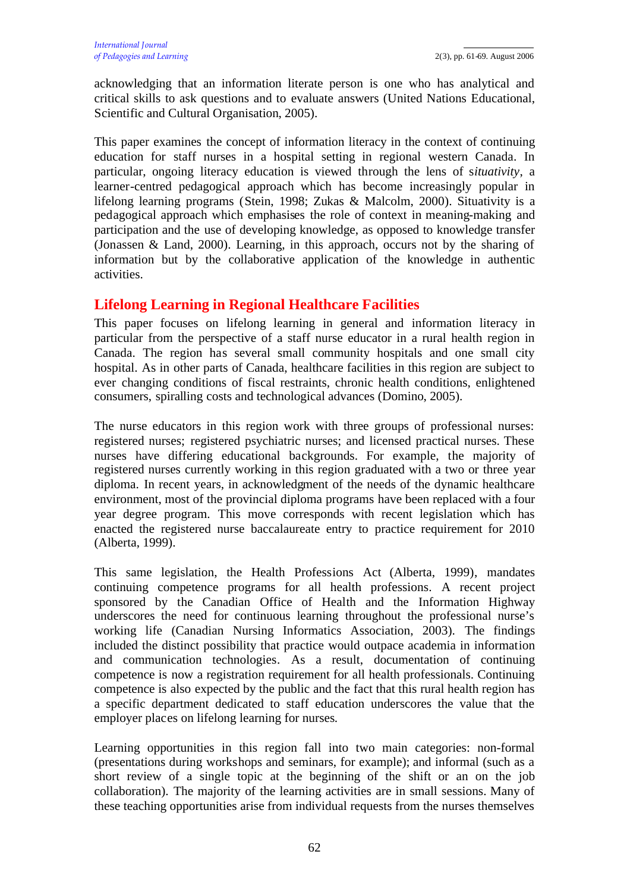acknowledging that an information literate person is one who has analytical and critical skills to ask questions and to evaluate answers (United Nations Educational, Scientific and Cultural Organisation, 2005).

This paper examines the concept of information literacy in the context of continuing education for staff nurses in a hospital setting in regional western Canada. In particular, ongoing literacy education is viewed through the lens of s*ituativity*, a learner-centred pedagogical approach which has become increasingly popular in lifelong learning programs (Stein, 1998; Zukas & Malcolm, 2000). Situativity is a pedagogical approach which emphasises the role of context in meaning-making and participation and the use of developing knowledge, as opposed to knowledge transfer (Jonassen & Land, 2000). Learning, in this approach, occurs not by the sharing of information but by the collaborative application of the knowledge in authentic activities.

## Lifelong Learning in Regional Healthcare Facilities

This paper focuses on lifelong learning in general and information literacy in particular from the perspective of a staff nurse educator in a rural health region in Canada. The region has several small community hospitals and one small city hospital. As in other parts of Canada, healthcare facilities in this region are subject to ever changing conditions of fiscal restraints, chronic health conditions, enlightened consumers, spiralling costs and technological advances (Domino, 2005).

The nurse educators in this region work with three groups of professional nurses: registered nurses; registered psychiatric nurses; and licensed practical nurses. These nurses have differing educational backgrounds. For example, the majority of registered nurses currently working in this region graduated with a two or three year diploma. In recent years, in acknowledgment of the needs of the dynamic healthcare environment, most of the provincial diploma programs have been replaced with a four year degree program. This move corresponds with recent legislation which has enacted the registered nurse baccalaureate entry to practice requirement for 2010 (Alberta, 1999).

This same legislation, the Health Professions Act (Alberta, 1999), mandates continuing competence programs for all health professions. A recent project sponsored by the Canadian Office of Health and the Information Highway underscores the need for continuous learning throughout the professional nurse's working life (Canadian Nursing Informatics Association, 2003). The findings included the distinct possibility that practice would outpace academia in information and communication technologies. As a result, documentation of continuing competence is now a registration requirement for all health professionals. Continuing competence is also expected by the public and the fact that this rural health region has a specific department dedicated to staff education underscores the value that the employer places on lifelong learning for nurses.

Learning opportunities in this region fall into two main categories: non-formal (presentations during workshops and seminars, for example); and informal (such as a short review of a single topic at the beginning of the shift or an on the job collaboration). The majority of the learning activities are in small sessions. Many of these teaching opportunities arise from individual requests from the nurses themselves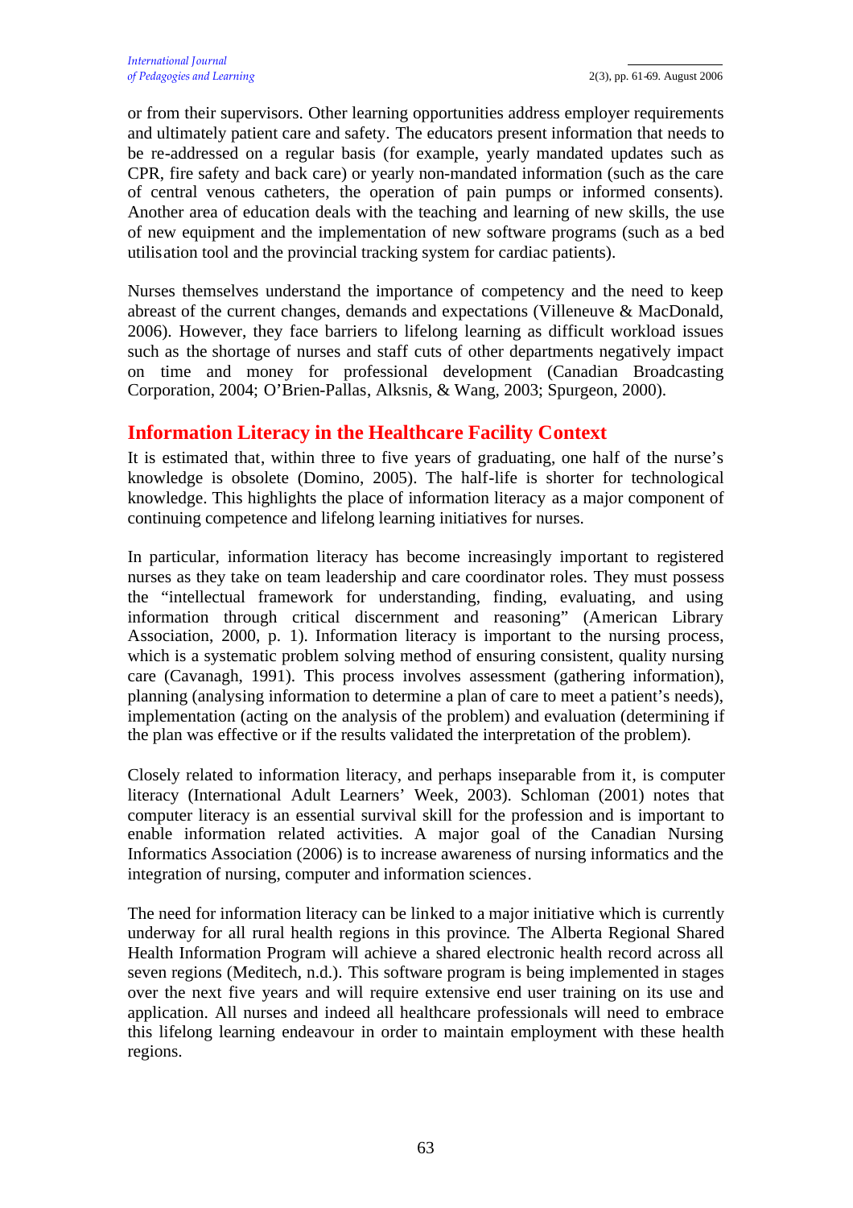or from their supervisors. Other learning opportunities address employer requirements and ultimately patient care and safety. The educators present information that needs to be re-addressed on a regular basis (for example, yearly mandated updates such as CPR, fire safety and back care) or yearly non-mandated information (such as the care of central venous catheters, the operation of pain pumps or informed consents). Another area of education deals with the teaching and learning of new skills, the use of new equipment and the implementation of new software programs (such as a bed utilisation tool and the provincial tracking system for cardiac patients).

Nurses themselves understand the importance of competency and the need to keep abreast of the current changes, demands and expectations (Villeneuve & MacDonald, 2006). However, they face barriers to lifelong learning as difficult workload issues such as the shortage of nurses and staff cuts of other departments negatively impact on time and money for professional development (Canadian Broadcasting Corporation, 2004; O'Brien-Pallas, Alksnis, & Wang, 2003; Spurgeon, 2000).

## Information Literacy in the Healthcare Facility Context

It is estimated that, within three to five years of graduating, one half of the nurse's knowledge is obsolete (Domino, 2005). The half-life is shorter for technological knowledge. This highlights the place of information literacy as a major component of continuing competence and lifelong learning initiatives for nurses.

In particular, information literacy has become increasingly important to registered nurses as they take on team leadership and care coordinator roles. They must possess the "intellectual framework for understanding, finding, evaluating, and using information through critical discernment and reasoning" (American Library Association, 2000, p. 1). Information literacy is important to the nursing process, which is a systematic problem solving method of ensuring consistent, quality nursing care (Cavanagh, 1991). This process involves assessment (gathering information), planning (analysing information to determine a plan of care to meet a patient's needs), implementation (acting on the analysis of the problem) and evaluation (determining if the plan was effective or if the results validated the interpretation of the problem).

Closely related to information literacy, and perhaps inseparable from it, is computer literacy (International Adult Learners' Week, 2003). Schloman (2001) notes that computer literacy is an essential survival skill for the profession and is important to enable information related activities. A major goal of the Canadian Nursing Informatics Association (2006) is to increase awareness of nursing informatics and the integration of nursing, computer and information sciences.

The need for information literacy can be linked to a major initiative which is currently underway for all rural health regions in this province. The Alberta Regional Shared Health Information Program will achieve a shared electronic health record across all seven regions (Meditech, n.d.). This software program is being implemented in stages over the next five years and will require extensive end user training on its use and application. All nurses and indeed all healthcare professionals will need to embrace this lifelong learning endeavour in order to maintain employment with these health regions.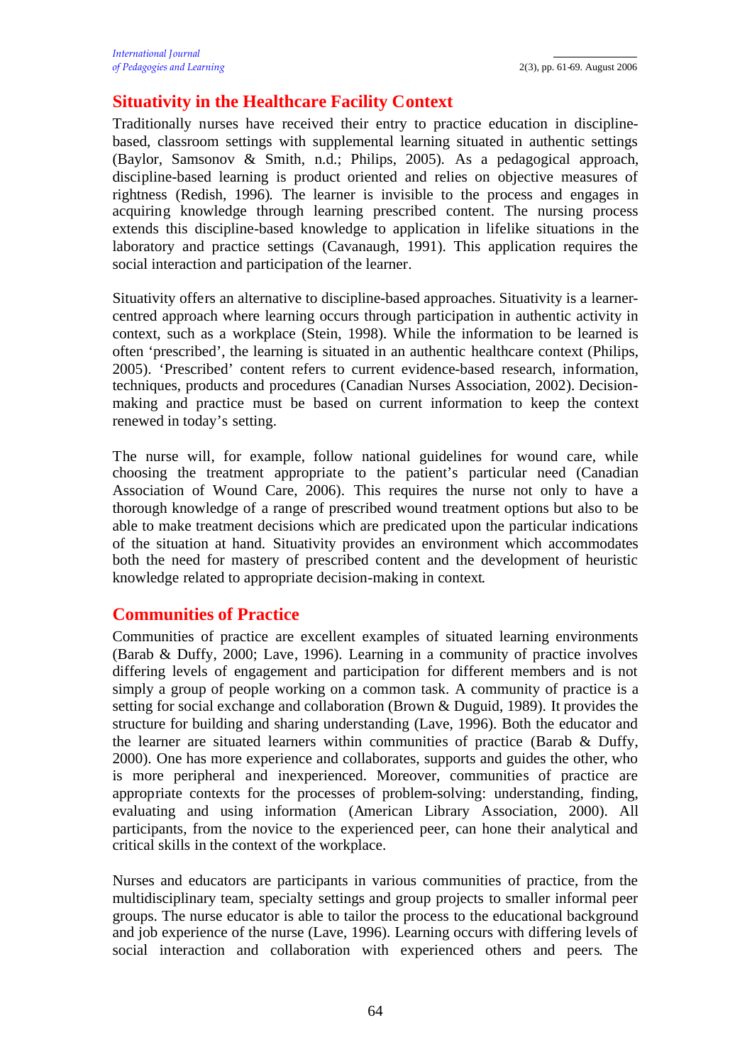## Situativity in the Healthcare Facility Context

Traditionally nurses have received their entry to practice education in discipline-based, classroom settings with supplemental learning situated in authentic settings (Baylor, Samsonov & Smith, n.d.; Philips, 2005). As a pedagogical approach, discipline-based learning is product oriented and relies on objective measures of rightness (Redish, 1996). The learner is invisible to the process and engages in acquiring knowledge through learning prescribed content. The nursing process extends this discipline-based knowledge to application in lifelike situations in the laboratory and practice settings (Cavanaugh, 1991). This application requires the social interaction and participation of the learner.

Situativity offers an alternative to discipline-based approaches. Situativity is a learner-centred approach where learning occurs through participation in authentic activity in context, such as a workplace (Stein, 1998). While the information to be learned is often 'prescribed', the learning is situated in an authentic healthcare context (Philips, 2005). 'Prescribed' content refers to current evidence-based research, information, techniques, products and procedures (Canadian Nurses Association, 2002). Decision-making and practice must be based on current information to keep the context renewed in today's setting.

The nurse will, for example, follow national guidelines for wound care, while choosing the treatment appropriate to the patient's particular need (Canadian Association of Wound Care, 2006). This requires the nurse not only to have a thorough knowledge of a range of prescribed wound treatment options but also to be able to make treatment decisions which are predicated upon the particular indications of the situation at hand. Situativity provides an environment which accommodates both the need for mastery of prescribed content and the development of heuristic knowledge related to appropriate decision-making in context.

## Communities of Practice

Communities of practice are excellent examples of situated learning environments (Barab & Duffy, 2000; Lave, 1996). Learning in a community of practice involves differing levels of engagement and participation for different members and is not simply a group of people working on a common task. A community of practice is a setting for social exchange and collaboration (Brown & Duguid, 1989). It provides the structure for building and sharing understanding (Lave, 1996). Both the educator and the learner are situated learners within communities of practice (Barab & Duffy, 2000). One has more experience and collaborates, supports and guides the other, who is more peripheral and inexperienced. Moreover, communities of practice are appropriate contexts for the processes of problem-solving: understanding, finding, evaluating and using information (American Library Association, 2000). All participants, from the novice to the experienced peer, can hone their analytical and critical skills in the context of the workplace.

Nurses and educators are participants in various communities of practice, from the multidisciplinary team, specialty settings and group projects to smaller informal peer groups. The nurse educator is able to tailor the process to the educational background and job experience of the nurse (Lave, 1996). Learning occurs with differing levels of social interaction and collaboration with experienced others and peers. The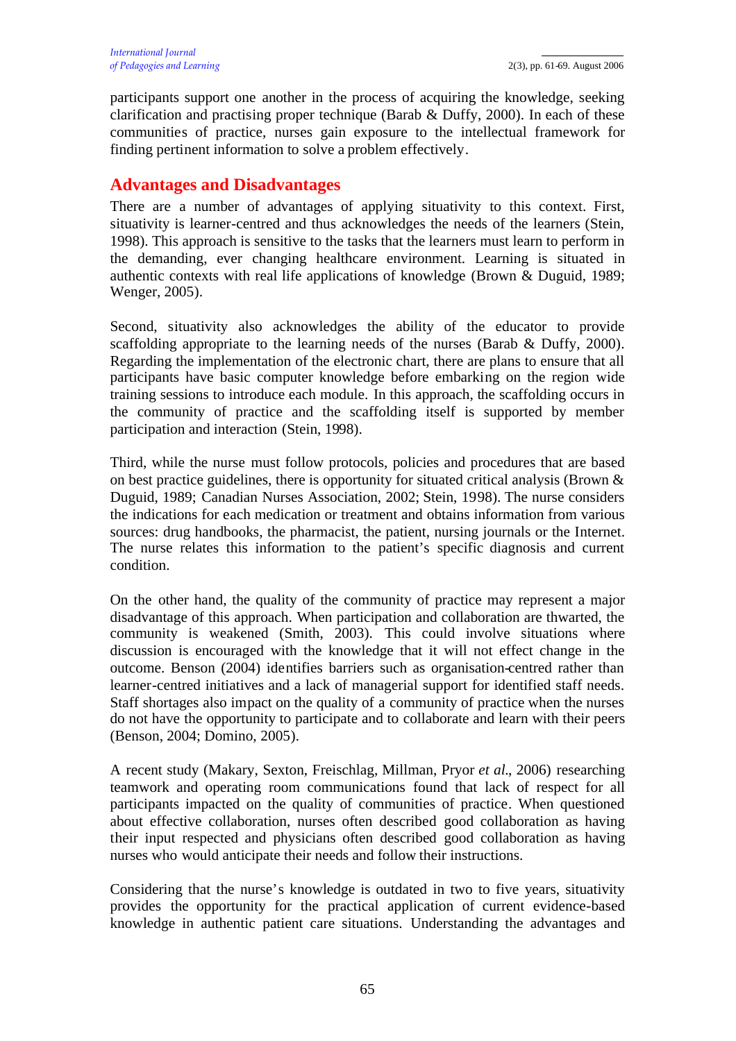participants support one another in the process of acquiring the knowledge, seeking clarification and practising proper technique (Barab & Duffy, 2000). In each of these communities of practice, nurses gain exposure to the intellectual framework for finding pertinent information to solve a problem effectively.

## Advantages and Disadvantages

There are a number of advantages of applying situativity to this context. First, situativity is learner-centred and thus acknowledges the needs of the learners (Stein, 1998). This approach is sensitive to the tasks that the learners must learn to perform in the demanding, ever changing healthcare environment. Learning is situated in authentic contexts with real life applications of knowledge (Brown & Duguid, 1989; Wenger, 2005).

Second, situativity also acknowledges the ability of the educator to provide scaffolding appropriate to the learning needs of the nurses (Barab & Duffy, 2000). Regarding the implementation of the electronic chart, there are plans to ensure that all participants have basic computer knowledge before embarking on the region wide training sessions to introduce each module. In this approach, the scaffolding occurs in the community of practice and the scaffolding itself is supported by member participation and interaction (Stein, 1998).

Third, while the nurse must follow protocols, policies and procedures that are based on best practice guidelines, there is opportunity for situated critical analysis (Brown & Duguid, 1989; Canadian Nurses Association, 2002; Stein, 1998). The nurse considers the indications for each medication or treatment and obtains information from various sources: drug handbooks, the pharmacist, the patient, nursing journals or the Internet. The nurse relates this information to the patient's specific diagnosis and current condition.

On the other hand, the quality of the community of practice may represent a major disadvantage of this approach. When participation and collaboration are thwarted, the community is weakened (Smith, 2003). This could involve situations where discussion is encouraged with the knowledge that it will not effect change in the outcome. Benson (2004) identifies barriers such as organisation-centred rather than learner-centred initiatives and a lack of managerial support for identified staff needs. Staff shortages also impact on the quality of a community of practice when the nurses do not have the opportunity to participate and to collaborate and learn with their peers (Benson, 2004; Domino, 2005).

A recent study (Makary, Sexton, Freischlag, Millman, Pryor *et al*., 2006) researching teamwork and operating room communications found that lack of respect for all participants impacted on the quality of communities of practice. When questioned about effective collaboration, nurses often described good collaboration as having their input respected and physicians often described good collaboration as having nurses who would anticipate their needs and follow their instructions.

Considering that the nurse's knowledge is outdated in two to five years, situativity provides the opportunity for the practical application of current evidence-based knowledge in authentic patient care situations. Understanding the advantages and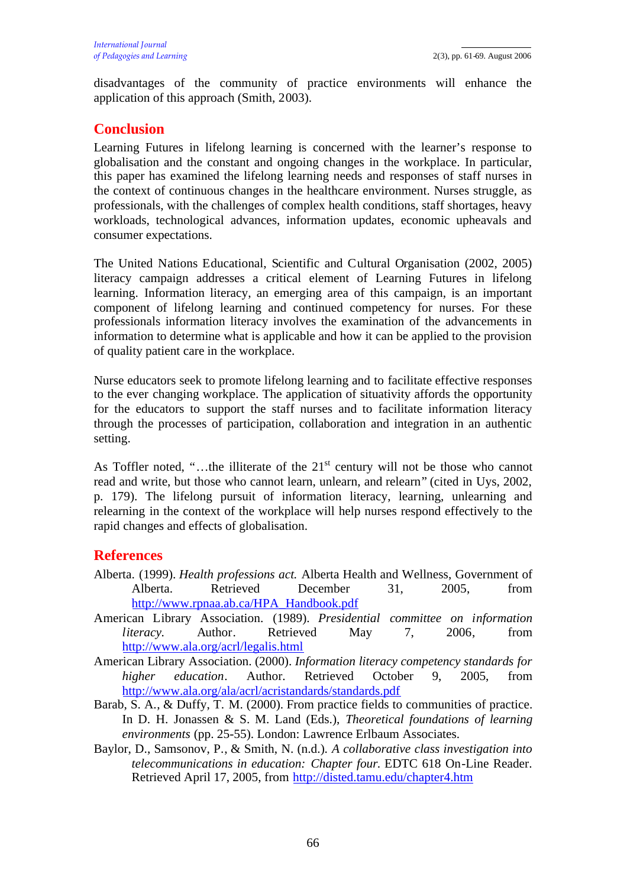disadvantages of the community of practice environments will enhance the application of this approach (Smith, 2003).

## Conclusion

Learning Futures in lifelong learning is concerned with the learner's response to globalisation and the constant and ongoing changes in the workplace. In particular, this paper has examined the lifelong learning needs and responses of staff nurses in the context of continuous changes in the healthcare environment. Nurses struggle, as professionals, with the challenges of complex health conditions, staff shortages, heavy workloads, technological advances, information updates, economic upheavals and consumer expectations.

The United Nations Educational, Scientific and Cultural Organisation (2002, 2005) literacy campaign addresses a critical element of Learning Futures in lifelong learning. Information literacy, an emerging area of this campaign, is an important component of lifelong learning and continued competency for nurses. For these professionals information literacy involves the examination of the advancements in information to determine what is applicable and how it can be applied to the provision of quality patient care in the workplace.

Nurse educators seek to promote lifelong learning and to facilitate effective responses to the ever changing workplace. The application of situativity affords the opportunity for the educators to support the staff nurses and to facilitate information literacy through the processes of participation, collaboration and integration in an authentic setting.

As Toffler noted, "…the illiterate of the 21st century will not be those who cannot read and write, but those who cannot learn, unlearn, and relearn" (cited in Uys, 2002, p. 179). The lifelong pursuit of information literacy, learning, unlearning and relearning in the context of the workplace will help nurses respond effectively to the rapid changes and effects of globalisation.

## References

Alberta. (1999). *Health professions act.* Alberta Health and Wellness, Government of Alberta. Retrieved December 31, 2005, from http://www.rpnaa.ab.ca/HPA_Handbook.pdf

American Library Association. (1989). *Presidential committee on information literacy.* Author. Retrieved May 7, 2006, from http://www.ala.org/acrl/legalis.html

American Library Association. (2000). *Information literacy competency standards for higher education*. Author. Retrieved October 9, 2005, from http://www.ala.org/ala/acrl/acristandards/standards.pdf

Barab, S. A., & Duffy, T. M. (2000). From practice fields to communities of practice. In D. H. Jonassen & S. M. Land (Eds.), *Theoretical foundations of learning environments* (pp. 25-55). London: Lawrence Erlbaum Associates.

Baylor, D., Samsonov, P., & Smith, N. (n.d.). *A collaborative class investigation into telecommunications in education: Chapter four.* EDTC 618 On-Line Reader. Retrieved April 17, 2005, from http://disted.tamu.edu/chapter4.htm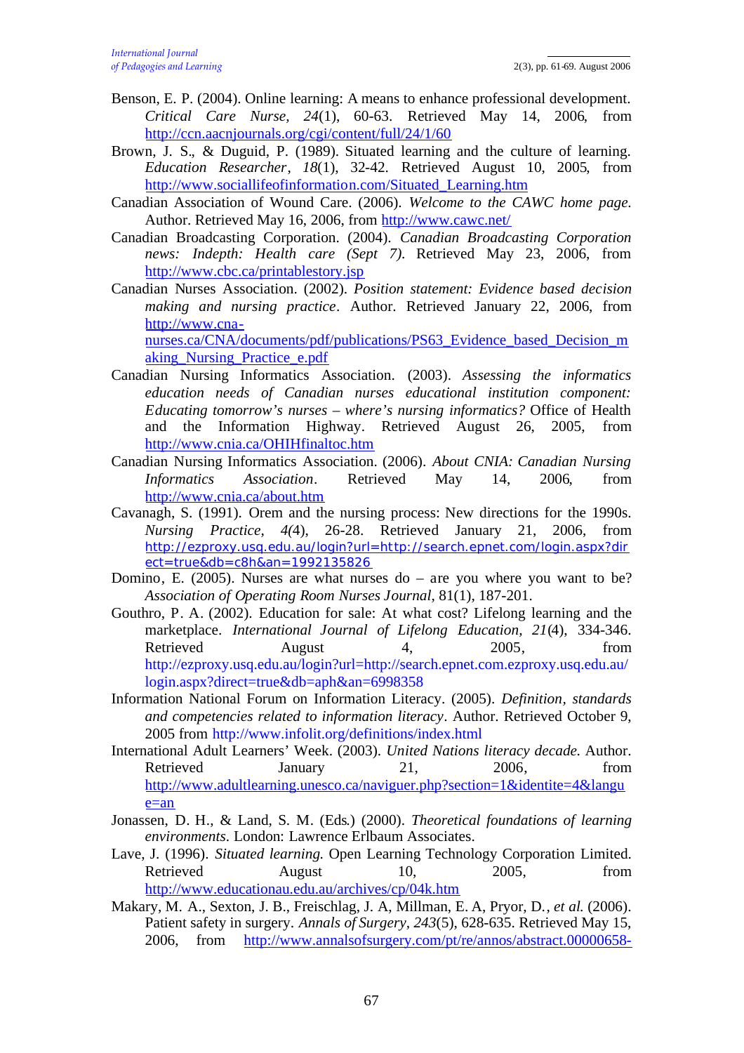Benson, E. P. (2004). Online learning: A means to enhance professional development. *Critical Care Nurse, 24*(1), 60-63. Retrieved May 14, 2006, from http://ccn.aacnjournals.org/cgi/content/full/24/1/60

Brown, J. S., & Duguid, P. (1989). Situated learning and the culture of learning. *Education Researcher*, *18*(1), 32-42. Retrieved August 10, 2005, from http://www.sociallifeofinformation.com/Situated_Learning.htm

Canadian Association of Wound Care. (2006). *Welcome to the CAWC home page*. Author. Retrieved May 16, 2006, from http://www.cawc.net/

Canadian Broadcasting Corporation. (2004). *Canadian Broadcasting Corporation news: Indepth: Health care (Sept 7)*. Retrieved May 23, 2006, from http://www.cbc.ca/printablestory.jsp

Canadian Nurses Association. (2002). *Position statement: Evidence based decision making and nursing practice*. Author. Retrieved January 22, 2006, from http://www.cna-nurses.ca/CNA/documents/pdf/publications/PS63_Evidence_based_Decision_making_Nursing_Practice_e.pdf

Canadian Nursing Informatics Association. (2003). *Assessing the informatics education needs of Canadian nurses educational institution component: Educating tomorrow's nurses – where's nursing informatics?* Office of Health and the Information Highway. Retrieved August 26, 2005, from http://www.cnia.ca/OHIHfinaltoc.htm

Canadian Nursing Informatics Association. (2006). *About CNIA: Canadian Nursing Informatics Association*. Retrieved May 14, 2006, from http://www.cnia.ca/about.htm

Cavanagh, S. (1991). Orem and the nursing process: New directions for the 1990s. *Nursing Practice, 4(*4), 26-28. Retrieved January 21, 2006, from http://ezproxy.usq.edu.au/login?url=http://search.epnet.com/login.aspx?direct=true&db=c8h&an=1992135826

Domino, E. (2005). Nurses are what nurses do – are you where you want to be? *Association of Operating Room Nurses Journal*, 81(1), 187-201.

Gouthro, P. A. (2002). Education for sale: At what cost? Lifelong learning and the marketplace. *International Journal of Lifelong Education, 21*(4), 334-346. Retrieved August 4, 2005, from http://ezproxy.usq.edu.au/login?url=http://search.epnet.com.ezproxy.usq.edu.au/login.aspx?direct=true&db=aph&an=6998358

Information National Forum on Information Literacy. (2005). *Definition, standards and competencies related to information literacy*. Author. Retrieved October 9, 2005 from http://www.infolit.org/definitions/index.html

International Adult Learners' Week. (2003). *United Nations literacy decade.* Author. Retrieved January 21, 2006, from http://www.adultlearning.unesco.ca/naviguer.php?section=1&identite=4&langue=an

Jonassen, D. H., & Land, S. M. (Eds.) (2000). *Theoretical foundations of learning environments*. London: Lawrence Erlbaum Associates.

Lave, J. (1996). *Situated learning.* Open Learning Technology Corporation Limited. Retrieved August 10, 2005, from http://www.educationau.edu.au/archives/cp/04k.htm

Makary, M. A., Sexton, J. B., Freischlag, J. A, Millman, E. A, Pryor, D., *et al.* (2006). Patient safety in surgery. *Annals of Surgery, 243*(5), 628-635. Retrieved May 15, 2006, from http://www.annalsofsurgery.com/pt/re/annos/abstract.00000658-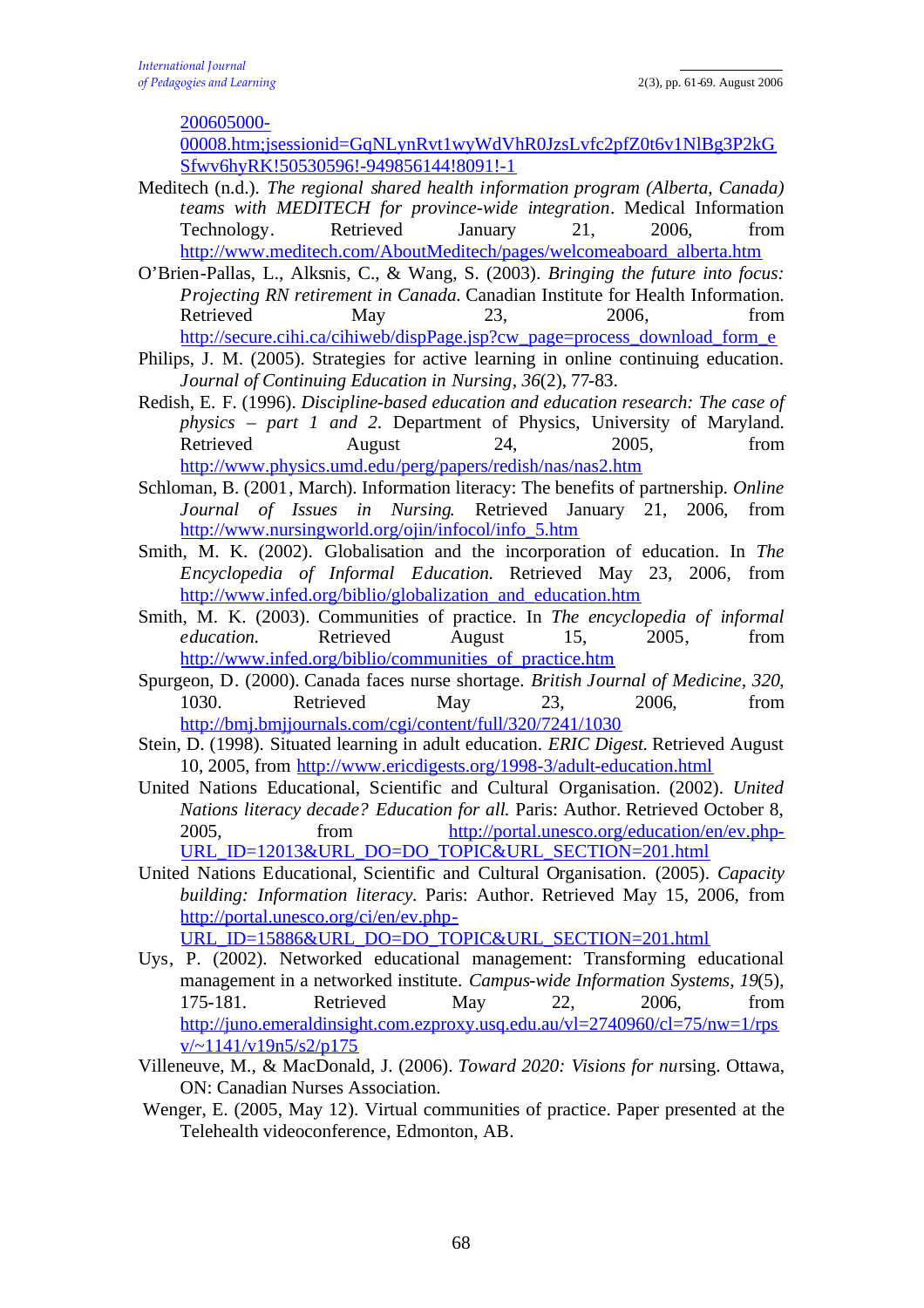200605000-00008.htm;jsessionid=GqNLynRvt1wyWdVhR0JzsLvfc2pfZ0t6v1NlBg3P2kGSfwv6hyRK!50530596!-949856144!8091!-1

Meditech (n.d.). *The regional shared health information program (Alberta, Canada) teams with MEDITECH for province-wide integration*. Medical Information Technology. Retrieved January 21, 2006, from http://www.meditech.com/AboutMeditech/pages/welcomeaboard_alberta.htm

O'Brien-Pallas, L., Alksnis, C., & Wang, S. (2003). *Bringing the future into focus: Projecting RN retirement in Canada.* Canadian Institute for Health Information. Retrieved May 23, 2006, from http://secure.cihi.ca/cihiweb/dispPage.jsp?cw_page=process_download_form_e

Philips, J. M. (2005). Strategies for active learning in online continuing education. *Journal of Continuing Education in Nursing*, *36*(2), 77-83.

Redish, E. F. (1996). *Discipline-based education and education research: The case of physics – part 1 and 2.* Department of Physics, University of Maryland. Retrieved August 24, 2005, from http://www.physics.umd.edu/perg/papers/redish/nas/nas2.htm

Schloman, B. (2001, March). Information literacy: The benefits of partnership. *Online Journal of Issues in Nursing*. Retrieved January 21, 2006, from http://www.nursingworld.org/ojin/infocol/info_5.htm

Smith, M. K. (2002). Globalisation and the incorporation of education. In *The Encyclopedia of Informal Education.* Retrieved May 23, 2006, from http://www.infed.org/biblio/globalization_and_education.htm

Smith, M. K. (2003). Communities of practice. In *The encyclopedia of informal education.* Retrieved August 15, 2005, from http://www.infed.org/biblio/communities_of_practice.htm

Spurgeon, D. (2000). Canada faces nurse shortage. *British Journal of Medicine*, *320*, 1030. Retrieved May 23, 2006, from http://bmj.bmjjournals.com/cgi/content/full/320/7241/1030

Stein, D. (1998). Situated learning in adult education. *ERIC Digest.* Retrieved August 10, 2005, from http://www.ericdigests.org/1998-3/adult-education.html

United Nations Educational, Scientific and Cultural Organisation. (2002). *United Nations literacy decade? Education for all.* Paris: Author. Retrieved October 8, 2005, from http://portal.unesco.org/education/en/ev.php-URL_ID=12013&URL_DO=DO_TOPIC&URL_SECTION=201.html

United Nations Educational, Scientific and Cultural Organisation. (2005). *Capacity building: Information literacy.* Paris: Author. Retrieved May 15, 2006, from http://portal.unesco.org/ci/en/ev.php-URL_ID=15886&URL_DO=DO_TOPIC&URL_SECTION=201.html

Uys, P. (2002). Networked educational management: Transforming educational management in a networked institute. *Campus-wide Information Systems*, *19*(5), 175-181. Retrieved May 22, 2006, from http://juno.emeraldinsight.com.ezproxy.usq.edu.au/vl=2740960/cl=75/nw=1/rpsv/~1141/v19n5/s2/p175

Villeneuve, M., & MacDonald, J. (2006). *Toward 2020: Visions for nur*sing. Ottawa, ON: Canadian Nurses Association.

Wenger, E. (2005, May 12). Virtual communities of practice. Paper presented at the Telehealth videoconference, Edmonton, AB.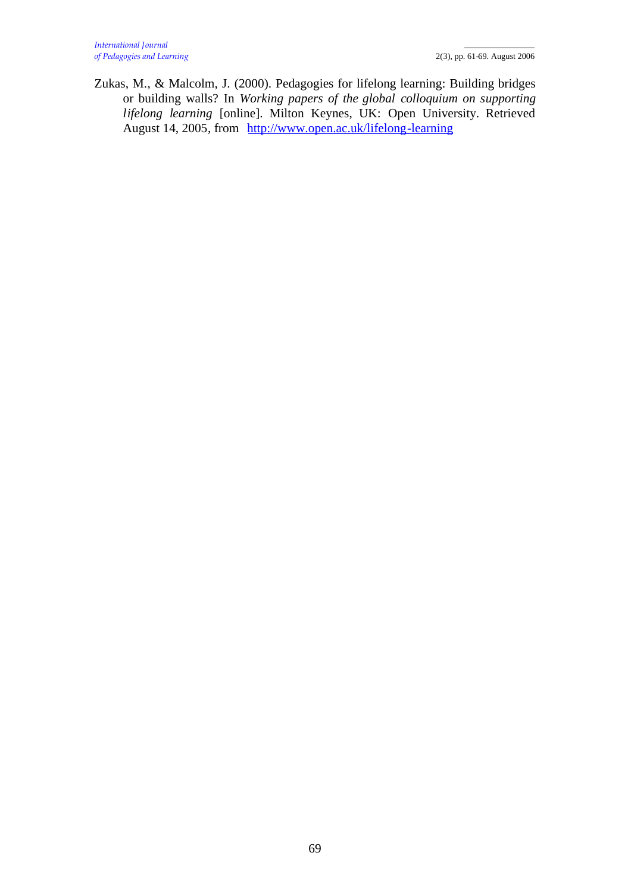Zukas, M., & Malcolm, J. (2000). Pedagogies for lifelong learning: Building bridges or building walls? In *Working papers of the global colloquium on supporting lifelong learning* [online]. Milton Keynes, UK: Open University. Retrieved August 14, 2005, from http://www.open.ac.uk/lifelong-learning